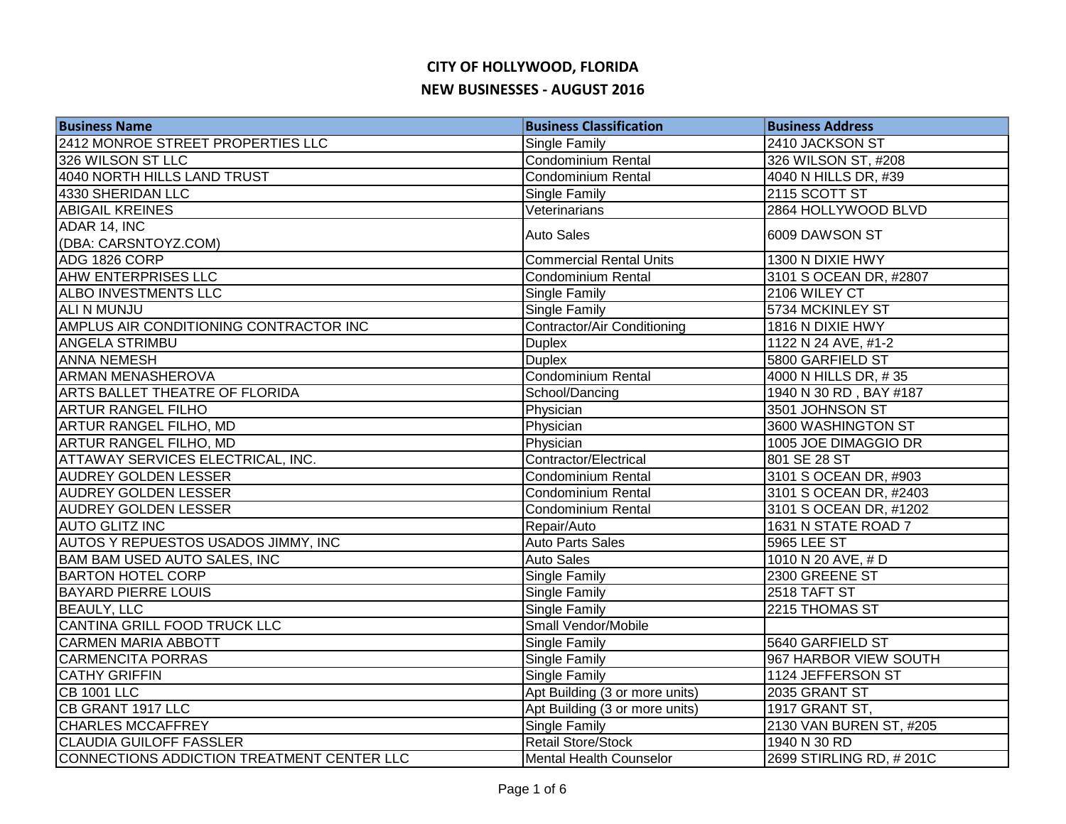# CITY OF HOLLYWOOD, FLORIDA

## NEW BUSINESSES - AUGUST 2016

| Business Name | Business Classification | Business Address |
|---|---|---|
| 2412 MONROE STREET PROPERTIES LLC | Single Family | 2410 JACKSON ST |
| 326 WILSON ST LLC | Condominium Rental | 326 WILSON ST, #208 |
| 4040 NORTH HILLS LAND TRUST | Condominium Rental | 4040 N HILLS DR, #39 |
| 4330 SHERIDAN LLC | Single Family | 2115 SCOTT ST |
| ABIGAIL KREINES | Veterinarians | 2864 HOLLYWOOD BLVD |
| ADAR 14, INC (DBA: CARSNTOYZ.COM) | Auto Sales | 6009 DAWSON ST |
| ADG 1826 CORP | Commercial Rental Units | 1300 N DIXIE HWY |
| AHW ENTERPRISES LLC | Condominium Rental | 3101 S OCEAN DR, #2807 |
| ALBO INVESTMENTS LLC | Single Family | 2106 WILEY CT |
| ALI N MUNJU | Single Family | 5734 MCKINLEY ST |
| AMPLUS AIR CONDITIONING CONTRACTOR INC | Contractor/Air Conditioning | 1816 N DIXIE HWY |
| ANGELA STRIMBU | Duplex | 1122 N 24 AVE, #1-2 |
| ANNA NEMESH | Duplex | 5800 GARFIELD ST |
| ARMAN MENASHEROVA | Condominium Rental | 4000 N HILLS DR, # 35 |
| ARTS BALLET THEATRE OF FLORIDA | School/Dancing | 1940 N 30 RD , BAY #187 |
| ARTUR RANGEL FILHO | Physician | 3501 JOHNSON ST |
| ARTUR RANGEL FILHO, MD | Physician | 3600 WASHINGTON ST |
| ARTUR RANGEL FILHO, MD | Physician | 1005 JOE DIMAGGIO DR |
| ATTAWAY SERVICES ELECTRICAL, INC. | Contractor/Electrical | 801 SE 28 ST |
| AUDREY GOLDEN LESSER | Condominium Rental | 3101 S OCEAN DR, #903 |
| AUDREY GOLDEN LESSER | Condominium Rental | 3101 S OCEAN DR, #2403 |
| AUDREY GOLDEN LESSER | Condominium Rental | 3101 S OCEAN DR, #1202 |
| AUTO GLITZ INC | Repair/Auto | 1631 N STATE ROAD 7 |
| AUTOS Y REPUESTOS USADOS JIMMY, INC | Auto Parts Sales | 5965 LEE ST |
| BAM BAM USED AUTO SALES, INC | Auto Sales | 1010 N 20 AVE, # D |
| BARTON HOTEL CORP | Single Family | 2300 GREENE ST |
| BAYARD PIERRE LOUIS | Single Family | 2518 TAFT ST |
| BEAULY, LLC | Single Family | 2215 THOMAS ST |
| CANTINA GRILL FOOD TRUCK LLC | Small Vendor/Mobile | |
| CARMEN MARIA ABBOTT | Single Family | 5640 GARFIELD ST |
| CARMENCITA PORRAS | Single Family | 967 HARBOR VIEW SOUTH |
| CATHY GRIFFIN | Single Family | 1124 JEFFERSON ST |
| CB 1001 LLC | Apt Building (3 or more units) | 2035 GRANT ST |
| CB GRANT 1917 LLC | Apt Building (3 or more units) | 1917 GRANT ST, |
| CHARLES MCCAFFREY | Single Family | 2130 VAN BUREN ST, #205 |
| CLAUDIA GUILOFF FASSLER | Retail Store/Stock | 1940 N 30 RD |
| CONNECTIONS ADDICTION TREATMENT CENTER LLC | Mental Health Counselor | 2699 STIRLING RD, # 201C |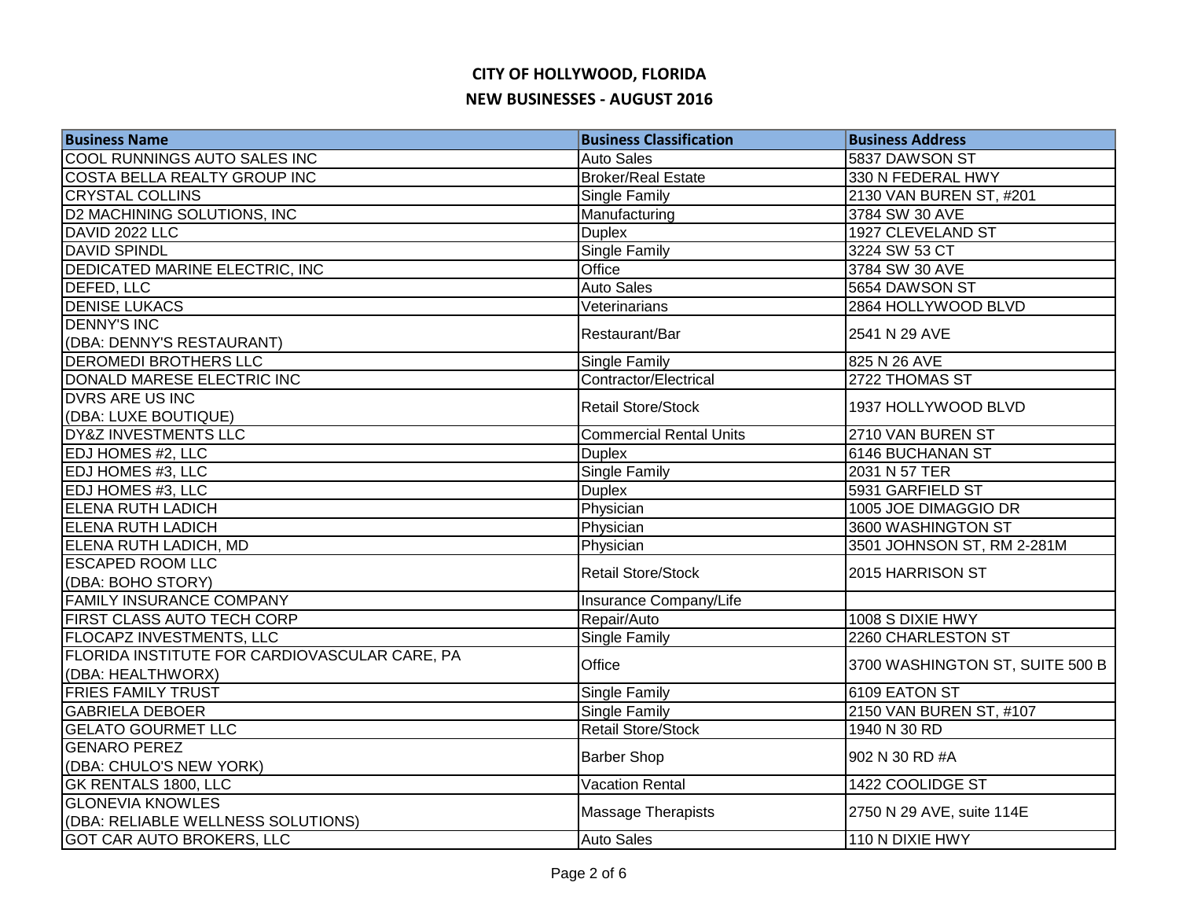# CITY OF HOLLYWOOD, FLORIDA

## NEW BUSINESSES - AUGUST 2016

| Business Name | Business Classification | Business Address |
|---|---|---|
| COOL RUNNINGS AUTO SALES INC | Auto Sales | 5837 DAWSON ST |
| COSTA BELLA REALTY GROUP INC | Broker/Real Estate | 330 N FEDERAL HWY |
| CRYSTAL COLLINS | Single Family | 2130 VAN BUREN ST, #201 |
| D2 MACHINING SOLUTIONS, INC | Manufacturing | 3784 SW 30 AVE |
| DAVID 2022 LLC | Duplex | 1927 CLEVELAND ST |
| DAVID SPINDL | Single Family | 3224 SW 53 CT |
| DEDICATED MARINE ELECTRIC, INC | Office | 3784 SW 30 AVE |
| DEFED, LLC | Auto Sales | 5654 DAWSON ST |
| DENISE LUKACS | Veterinarians | 2864 HOLLYWOOD BLVD |
| DENNY'S INC (DBA: DENNY'S RESTAURANT) | Restaurant/Bar | 2541 N 29 AVE |
| DEROMEDI BROTHERS LLC | Single Family | 825 N 26 AVE |
| DONALD MARESE ELECTRIC INC | Contractor/Electrical | 2722 THOMAS ST |
| DVRS ARE US INC (DBA: LUXE BOUTIQUE) | Retail Store/Stock | 1937 HOLLYWOOD BLVD |
| DY&Z INVESTMENTS LLC | Commercial Rental Units | 2710 VAN BUREN ST |
| EDJ HOMES #2, LLC | Duplex | 6146 BUCHANAN ST |
| EDJ HOMES #3, LLC | Single Family | 2031 N 57 TER |
| EDJ HOMES #3, LLC | Duplex | 5931 GARFIELD ST |
| ELENA RUTH LADICH | Physician | 1005 JOE DIMAGGIO DR |
| ELENA RUTH LADICH | Physician | 3600 WASHINGTON ST |
| ELENA RUTH LADICH, MD | Physician | 3501 JOHNSON ST, RM 2-281M |
| ESCAPED ROOM LLC (DBA: BOHO STORY) | Retail Store/Stock | 2015 HARRISON ST |
| FAMILY INSURANCE COMPANY | Insurance Company/Life | |
| FIRST CLASS AUTO TECH CORP | Repair/Auto | 1008 S DIXIE HWY |
| FLOCAPZ INVESTMENTS, LLC | Single Family | 2260 CHARLESTON ST |
| FLORIDA INSTITUTE FOR CARDIOVASCULAR CARE, PA (DBA: HEALTHWORX) | Office | 3700 WASHINGTON ST, SUITE 500 B |
| FRIES FAMILY TRUST | Single Family | 6109 EATON ST |
| GABRIELA DEBOER | Single Family | 2150 VAN BUREN ST, #107 |
| GELATO GOURMET LLC | Retail Store/Stock | 1940 N 30 RD |
| GENARO PEREZ (DBA: CHULO'S NEW YORK) | Barber Shop | 902 N 30 RD #A |
| GK RENTALS 1800, LLC | Vacation Rental | 1422 COOLIDGE ST |
| GLONEVIA KNOWLES (DBA: RELIABLE WELLNESS SOLUTIONS) | Massage Therapists | 2750 N 29 AVE, suite 114E |
| GOT CAR AUTO BROKERS, LLC | Auto Sales | 110 N DIXIE HWY |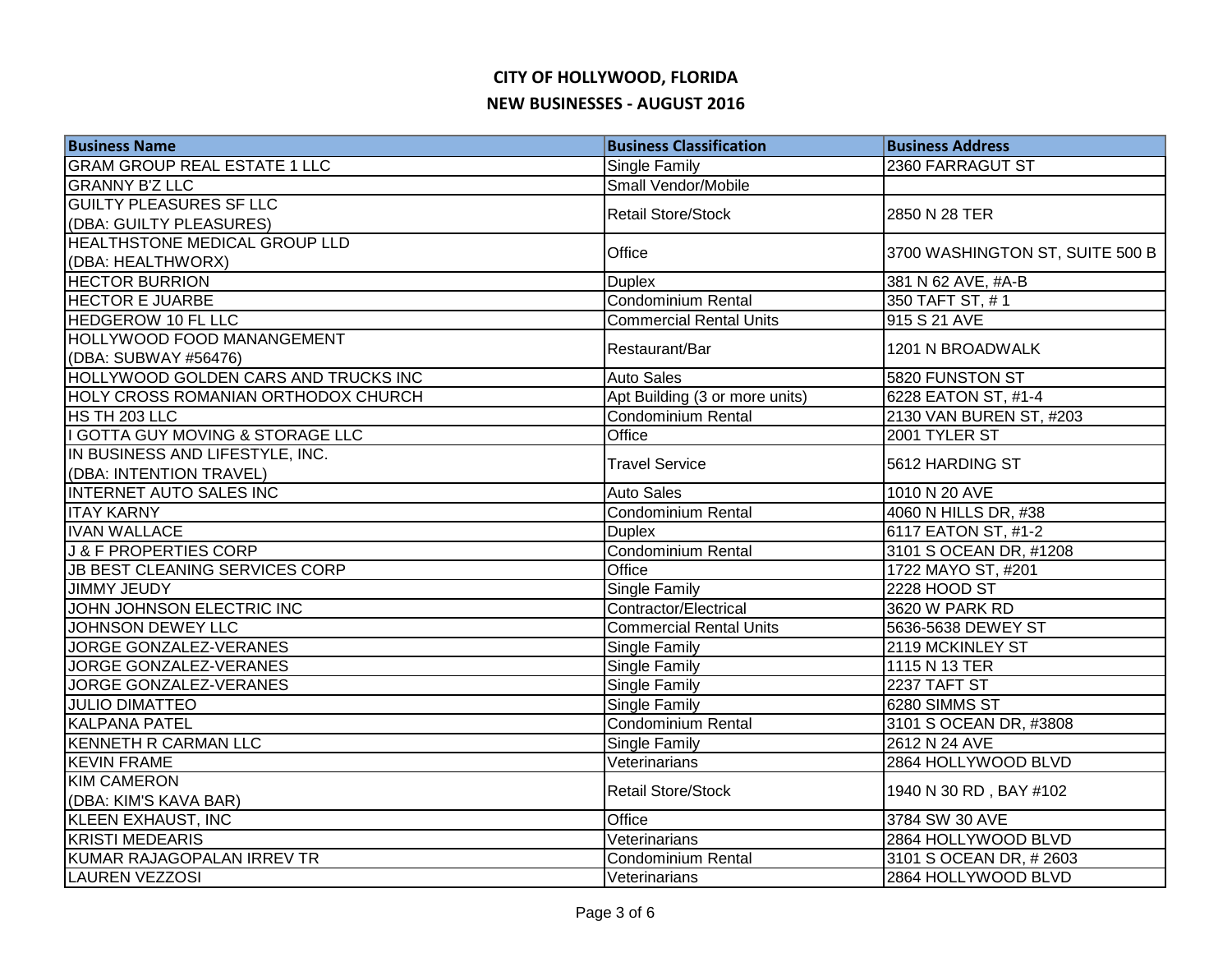## CITY OF HOLLYWOOD, FLORIDA

## NEW BUSINESSES - AUGUST 2016

| Business Name | Business Classification | Business Address |
|---|---|---|
| GRAM GROUP REAL ESTATE 1 LLC | Single Family | 2360 FARRAGUT ST |
| GRANNY B'Z LLC | Small Vendor/Mobile | |
| GUILTY PLEASURES SF LLC (DBA: GUILTY PLEASURES) | Retail Store/Stock | 2850 N 28 TER |
| HEALTHSTONE MEDICAL GROUP LLD (DBA: HEALTHWORX) | Office | 3700 WASHINGTON ST, SUITE 500 B |
| HECTOR BURRION | Duplex | 381 N 62 AVE, #A-B |
| HECTOR E JUARBE | Condominium Rental | 350 TAFT ST, # 1 |
| HEDGEROW 10 FL LLC | Commercial Rental Units | 915 S 21 AVE |
| HOLLYWOOD FOOD MANANGEMENT (DBA: SUBWAY #56476) | Restaurant/Bar | 1201 N BROADWALK |
| HOLLYWOOD GOLDEN CARS AND TRUCKS INC | Auto Sales | 5820 FUNSTON ST |
| HOLY CROSS ROMANIAN ORTHODOX CHURCH | Apt Building (3 or more units) | 6228 EATON ST, #1-4 |
| HS TH 203 LLC | Condominium Rental | 2130 VAN BUREN ST, #203 |
| I GOTTA GUY MOVING & STORAGE LLC | Office | 2001 TYLER ST |
| IN BUSINESS AND LIFESTYLE, INC. (DBA: INTENTION TRAVEL) | Travel Service | 5612 HARDING ST |
| INTERNET AUTO SALES INC | Auto Sales | 1010 N 20 AVE |
| ITAY KARNY | Condominium Rental | 4060 N HILLS DR, #38 |
| IVAN WALLACE | Duplex | 6117 EATON ST, #1-2 |
| J & F PROPERTIES CORP | Condominium Rental | 3101 S OCEAN DR, #1208 |
| JB BEST CLEANING SERVICES CORP | Office | 1722 MAYO ST, #201 |
| JIMMY JEUDY | Single Family | 2228 HOOD ST |
| JOHN JOHNSON ELECTRIC INC | Contractor/Electrical | 3620 W PARK RD |
| JOHNSON DEWEY LLC | Commercial Rental Units | 5636-5638 DEWEY ST |
| JORGE GONZALEZ-VERANES | Single Family | 2119 MCKINLEY ST |
| JORGE GONZALEZ-VERANES | Single Family | 1115 N 13 TER |
| JORGE GONZALEZ-VERANES | Single Family | 2237 TAFT ST |
| JULIO DIMATTEO | Single Family | 6280 SIMMS ST |
| KALPANA PATEL | Condominium Rental | 3101 S OCEAN DR, #3808 |
| KENNETH R CARMAN LLC | Single Family | 2612 N 24 AVE |
| KEVIN FRAME | Veterinarians | 2864 HOLLYWOOD BLVD |
| KIM CAMERON (DBA: KIM'S KAVA BAR) | Retail Store/Stock | 1940 N 30 RD , BAY #102 |
| KLEEN EXHAUST, INC | Office | 3784 SW 30 AVE |
| KRISTI MEDEARIS | Veterinarians | 2864 HOLLYWOOD BLVD |
| KUMAR RAJAGOPALAN IRREV TR | Condominium Rental | 3101 S OCEAN DR, # 2603 |
| LAUREN VEZZOSI | Veterinarians | 2864 HOLLYWOOD BLVD |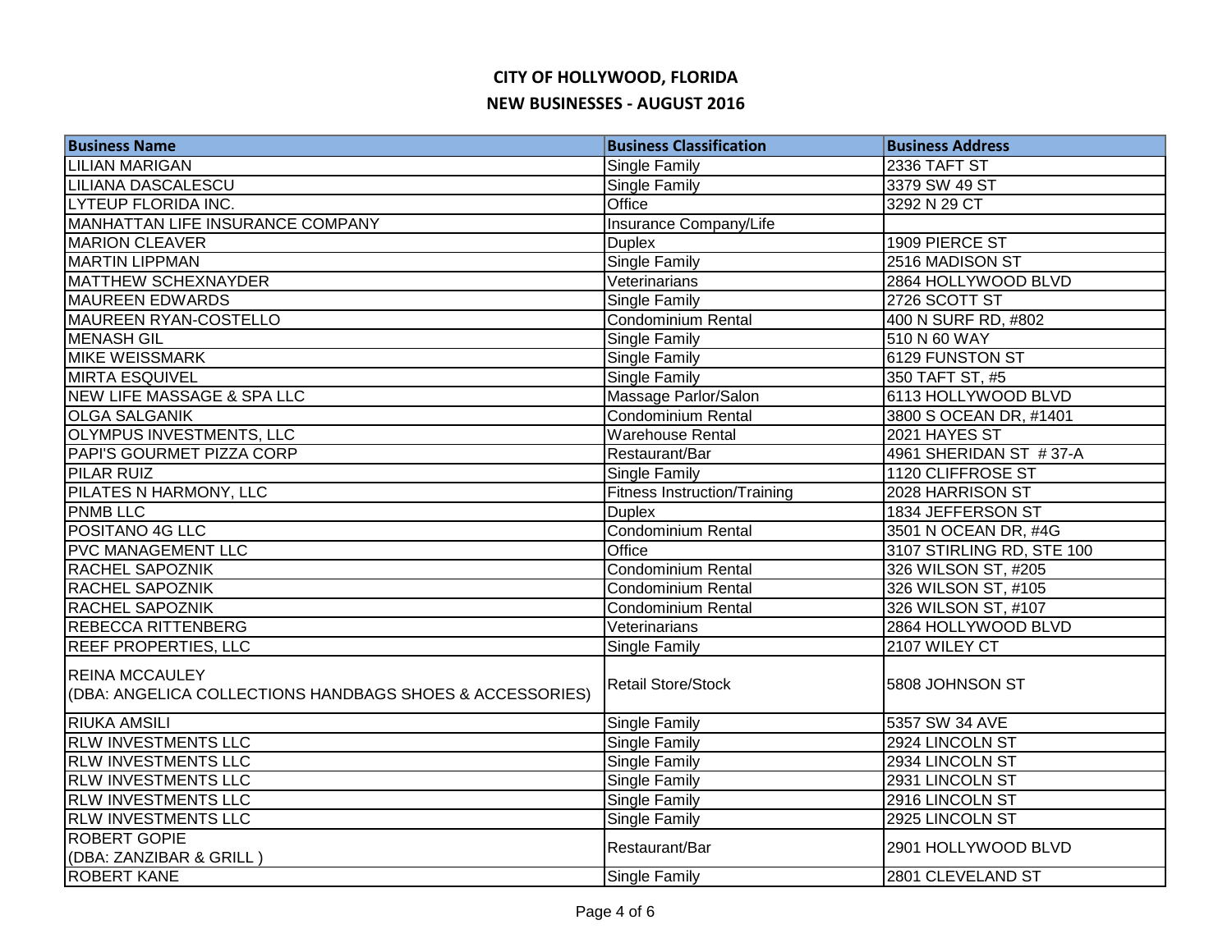# CITY OF HOLLYWOOD, FLORIDA

## NEW BUSINESSES - AUGUST 2016

| Business Name | Business Classification | Business Address |
|---|---|---|
| LILIAN MARIGAN | Single Family | 2336 TAFT ST |
| LILIANA DASCALESCU | Single Family | 3379 SW 49 ST |
| LYTEUP FLORIDA INC. | Office | 3292 N 29 CT |
| MANHATTAN LIFE INSURANCE COMPANY | Insurance Company/Life | |
| MARION CLEAVER | Duplex | 1909 PIERCE ST |
| MARTIN LIPPMAN | Single Family | 2516 MADISON ST |
| MATTHEW SCHEXNAYDER | Veterinarians | 2864 HOLLYWOOD BLVD |
| MAUREEN EDWARDS | Single Family | 2726 SCOTT ST |
| MAUREEN RYAN-COSTELLO | Condominium Rental | 400 N SURF RD, #802 |
| MENASH GIL | Single Family | 510 N 60 WAY |
| MIKE WEISSMARK | Single Family | 6129 FUNSTON ST |
| MIRTA ESQUIVEL | Single Family | 350 TAFT ST, #5 |
| NEW LIFE MASSAGE & SPA LLC | Massage Parlor/Salon | 6113 HOLLYWOOD BLVD |
| OLGA SALGANIK | Condominium Rental | 3800 S OCEAN DR, #1401 |
| OLYMPUS INVESTMENTS, LLC | Warehouse Rental | 2021 HAYES ST |
| PAPI'S GOURMET PIZZA CORP | Restaurant/Bar | 4961 SHERIDAN ST # 37-A |
| PILAR RUIZ | Single Family | 1120 CLIFFROSE ST |
| PILATES N HARMONY, LLC | Fitness Instruction/Training | 2028 HARRISON ST |
| PNMB LLC | Duplex | 1834 JEFFERSON ST |
| POSITANO 4G LLC | Condominium Rental | 3501 N OCEAN DR, #4G |
| PVC MANAGEMENT LLC | Office | 3107 STIRLING RD, STE 100 |
| RACHEL SAPOZNIK | Condominium Rental | 326 WILSON ST, #205 |
| RACHEL SAPOZNIK | Condominium Rental | 326 WILSON ST, #105 |
| RACHEL SAPOZNIK | Condominium Rental | 326 WILSON ST, #107 |
| REBECCA RITTENBERG | Veterinarians | 2864 HOLLYWOOD BLVD |
| REEF PROPERTIES, LLC | Single Family | 2107 WILEY CT |
| REINA MCCAULEY (DBA: ANGELICA COLLECTIONS HANDBAGS SHOES & ACCESSORIES) | Retail Store/Stock | 5808 JOHNSON ST |
| RIUKA AMSILI | Single Family | 5357 SW 34 AVE |
| RLW INVESTMENTS LLC | Single Family | 2924 LINCOLN ST |
| RLW INVESTMENTS LLC | Single Family | 2934 LINCOLN ST |
| RLW INVESTMENTS LLC | Single Family | 2931 LINCOLN ST |
| RLW INVESTMENTS LLC | Single Family | 2916 LINCOLN ST |
| RLW INVESTMENTS LLC | Single Family | 2925 LINCOLN ST |
| ROBERT GOPIE (DBA: ZANZIBAR & GRILL ) | Restaurant/Bar | 2901 HOLLYWOOD BLVD |
| ROBERT KANE | Single Family | 2801 CLEVELAND ST |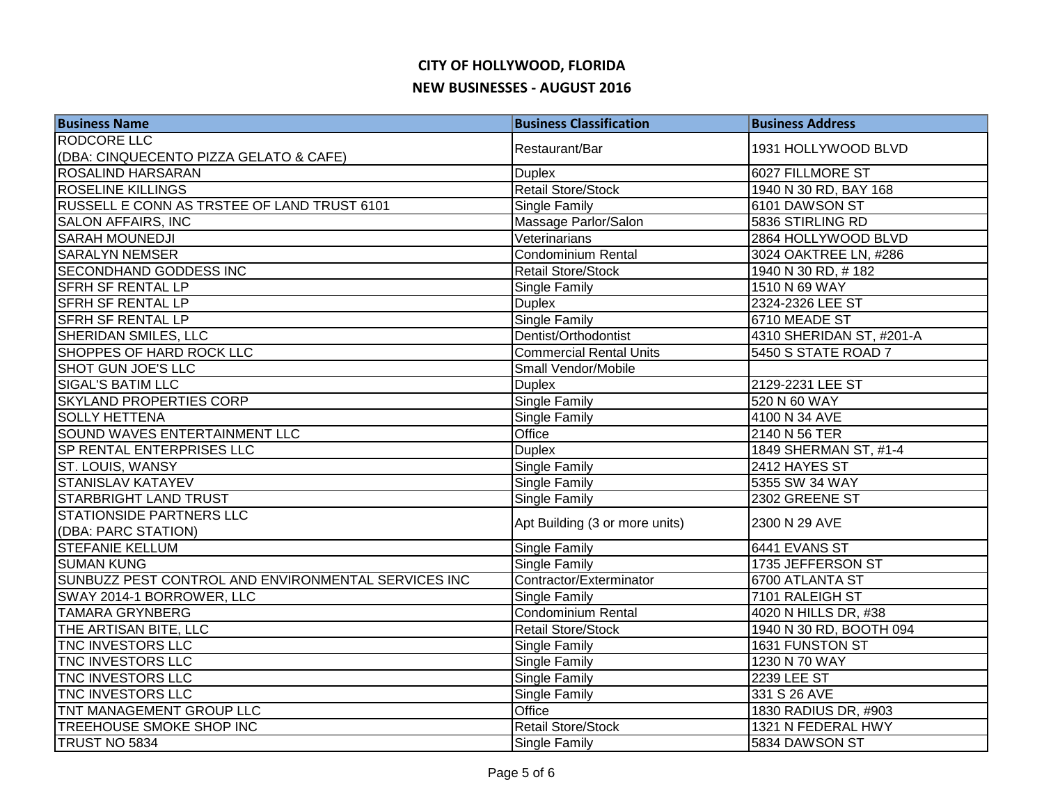# CITY OF HOLLYWOOD, FLORIDA

## NEW BUSINESSES - AUGUST 2016

| Business Name | Business Classification | Business Address |
|---|---|---|
| RODCORE LLC (DBA: CINQUECENTO PIZZA GELATO & CAFE) | Restaurant/Bar | 1931 HOLLYWOOD BLVD |
| ROSALIND HARSARAN | Duplex | 6027 FILLMORE ST |
| ROSELINE KILLINGS | Retail Store/Stock | 1940 N 30 RD, BAY 168 |
| RUSSELL E CONN AS TRSTEE OF LAND TRUST 6101 | Single Family | 6101 DAWSON ST |
| SALON AFFAIRS, INC | Massage Parlor/Salon | 5836 STIRLING RD |
| SARAH MOUNEDJI | Veterinarians | 2864 HOLLYWOOD BLVD |
| SARALYN NEMSER | Condominium Rental | 3024 OAKTREE LN, #286 |
| SECONDHAND GODDESS INC | Retail Store/Stock | 1940 N 30 RD, # 182 |
| SFRH SF RENTAL LP | Single Family | 1510 N 69 WAY |
| SFRH SF RENTAL LP | Duplex | 2324-2326 LEE ST |
| SFRH SF RENTAL LP | Single Family | 6710 MEADE ST |
| SHERIDAN SMILES, LLC | Dentist/Orthodontist | 4310 SHERIDAN ST, #201-A |
| SHOPPES OF HARD ROCK LLC | Commercial Rental Units | 5450 S STATE ROAD 7 |
| SHOT GUN JOE'S LLC | Small Vendor/Mobile | |
| SIGAL'S BATIM LLC | Duplex | 2129-2231 LEE ST |
| SKYLAND PROPERTIES CORP | Single Family | 520 N 60 WAY |
| SOLLY HETTENA | Single Family | 4100 N 34 AVE |
| SOUND WAVES ENTERTAINMENT LLC | Office | 2140 N 56 TER |
| SP RENTAL ENTERPRISES LLC | Duplex | 1849 SHERMAN ST, #1-4 |
| ST. LOUIS, WANSY | Single Family | 2412 HAYES ST |
| STANISLAV KATAYEV | Single Family | 5355 SW 34 WAY |
| STARBRIGHT LAND TRUST | Single Family | 2302 GREENE ST |
| STATIONSIDE PARTNERS LLC (DBA: PARC STATION) | Apt Building (3 or more units) | 2300 N 29 AVE |
| STEFANIE KELLUM | Single Family | 6441 EVANS ST |
| SUMAN KUNG | Single Family | 1735 JEFFERSON ST |
| SUNBUZZ PEST CONTROL AND ENVIRONMENTAL SERVICES INC | Contractor/Exterminator | 6700 ATLANTA ST |
| SWAY 2014-1 BORROWER, LLC | Single Family | 7101 RALEIGH ST |
| TAMARA GRYNBERG | Condominium Rental | 4020 N HILLS DR, #38 |
| THE ARTISAN BITE, LLC | Retail Store/Stock | 1940 N 30 RD, BOOTH 094 |
| TNC INVESTORS LLC | Single Family | 1631 FUNSTON ST |
| TNC INVESTORS LLC | Single Family | 1230 N 70 WAY |
| TNC INVESTORS LLC | Single Family | 2239 LEE ST |
| TNC INVESTORS LLC | Single Family | 331 S 26 AVE |
| TNT MANAGEMENT GROUP LLC | Office | 1830 RADIUS DR, #903 |
| TREEHOUSE SMOKE SHOP INC | Retail Store/Stock | 1321 N FEDERAL HWY |
| TRUST NO 5834 | Single Family | 5834 DAWSON ST |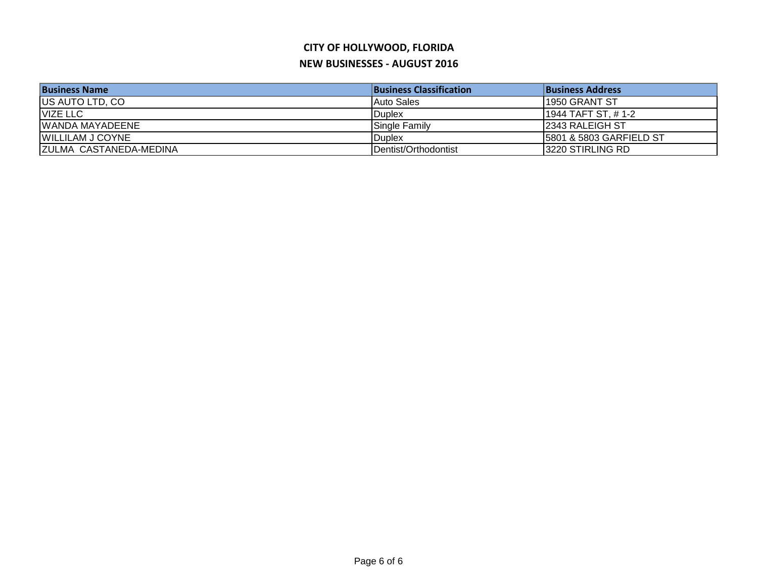**CITY OF HOLLYWOOD, FLORIDA**

**NEW BUSINESSES - AUGUST 2016**

| Business Name | Business Classification | Business Address |
|---|---|---|
| US AUTO LTD, CO | Auto Sales | 1950 GRANT ST |
| VIZE LLC | Duplex | 1944 TAFT ST, # 1-2 |
| WANDA MAYADEENE | Single Family | 2343 RALEIGH ST |
| WILLILAM J COYNE | Duplex | 5801 & 5803 GARFIELD ST |
| ZULMA  CASTANEDA-MEDINA | Dentist/Orthodontist | 3220 STIRLING RD |